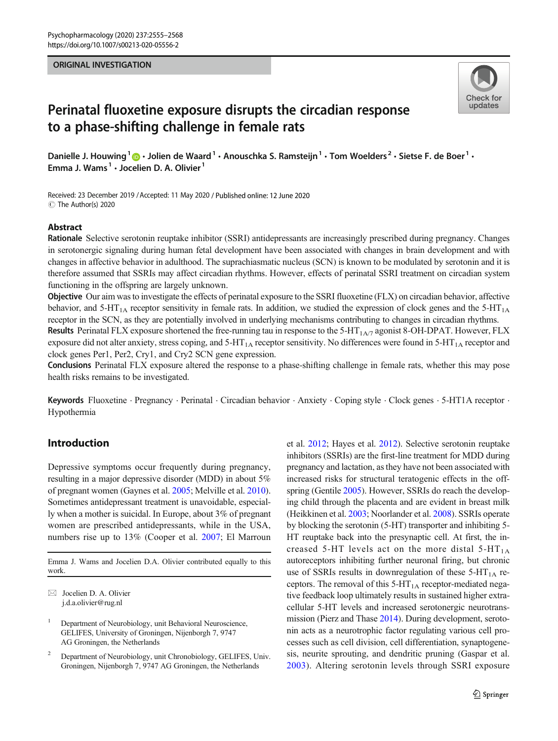ORIGINAL INVESTIGATION

# Perinatal fluoxetine exposure disrupts the circadian response to a phase-shifting challenge in female rats

Danielle J. Houwing[1] · Jolien de Waard[1] · Anouschka S. Ramsteijn[1] · Tom Woelders[2] · Sietse F. de Boer[1] · Emma J. Wams[1] · Jocelien D. A. Olivier[1]

Received: 23 December 2019 / Accepted: 11 May 2020 / Published online: 12 June 2020
© The Author(s) 2020

## Abstract

**Rationale** Selective serotonin reuptake inhibitor (SSRI) antidepressants are increasingly prescribed during pregnancy. Changes in serotonergic signaling during human fetal development have been associated with changes in brain development and with changes in affective behavior in adulthood. The suprachiasmatic nucleus (SCN) is known to be modulated by serotonin and it is therefore assumed that SSRIs may affect circadian rhythms. However, effects of perinatal SSRI treatment on circadian system functioning in the offspring are largely unknown.

**Objective** Our aim was to investigate the effects of perinatal exposure to the SSRI fluoxetine (FLX) on circadian behavior, affective behavior, and 5-$HT_{1A}$ receptor sensitivity in female rats. In addition, we studied the expression of clock genes and the 5-$HT_{1A}$ receptor in the SCN, as they are potentially involved in underlying mechanisms contributing to changes in circadian rhythms.

**Results** Perinatal FLX exposure shortened the free-running tau in response to the 5-$HT_{1A/7}$ agonist 8-OH-DPAT. However, FLX exposure did not alter anxiety, stress coping, and 5-$HT_{1A}$ receptor sensitivity. No differences were found in 5-$HT_{1A}$ receptor and clock genes Per1, Per2, Cry1, and Cry2 SCN gene expression.

**Conclusions** Perinatal FLX exposure altered the response to a phase-shifting challenge in female rats, whether this may pose health risks remains to be investigated.

**Keywords** Fluoxetine · Pregnancy · Perinatal · Circadian behavior · Anxiety · Coping style · Clock genes · 5-HT1A receptor · Hypothermia

## Introduction

Depressive symptoms occur frequently during pregnancy, resulting in a major depressive disorder (MDD) in about 5% of pregnant women (Gaynes et al. 2005; Melville et al. 2010). Sometimes antidepressant treatment is unavoidable, especially when a mother is suicidal. In Europe, about 3% of pregnant women are prescribed antidepressants, while in the USA, numbers rise up to 13% (Cooper et al. 2007; El Marroun et al. 2012; Hayes et al. 2012). Selective serotonin reuptake inhibitors (SSRIs) are the first-line treatment for MDD during pregnancy and lactation, as they have not been associated with increased risks for structural teratogenic effects in the offspring (Gentile 2005). However, SSRIs do reach the developing child through the placenta and are evident in breast milk (Heikkinen et al. 2003; Noorlander et al. 2008). SSRIs operate by blocking the serotonin (5-HT) transporter and inhibiting 5-HT reuptake back into the presynaptic cell. At first, the increased 5-HT levels act on the more distal 5-$HT_{1A}$ autoreceptors inhibiting further neuronal firing, but chronic use of SSRIs results in downregulation of these 5-$HT_{1A}$ receptors. The removal of this 5-$HT_{1A}$ receptor-mediated negative feedback loop ultimately results in sustained higher extracellular 5-HT levels and increased serotonergic neurotransmission (Pierz and Thase 2014). During development, serotonin acts as a neurotrophic factor regulating various cell processes such as cell division, cell differentiation, synaptogenesis, neurite sprouting, and dendritic pruning (Gaspar et al. 2003). Altering serotonin levels through SSRI exposure

---

Emma J. Wams and Jocelien D.A. Olivier contributed equally to this work.

✉ Jocelien D. A. Olivier
j.d.a.olivier@rug.nl

[1] Department of Neurobiology, unit Behavioral Neuroscience, GELIFES, University of Groningen, Nijenborgh 7, 9747 AG Groningen, the Netherlands

[2] Department of Neurobiology, unit Chronobiology, GELIFES, Univ. Groningen, Nijenborgh 7, 9747 AG Groningen, the Netherlands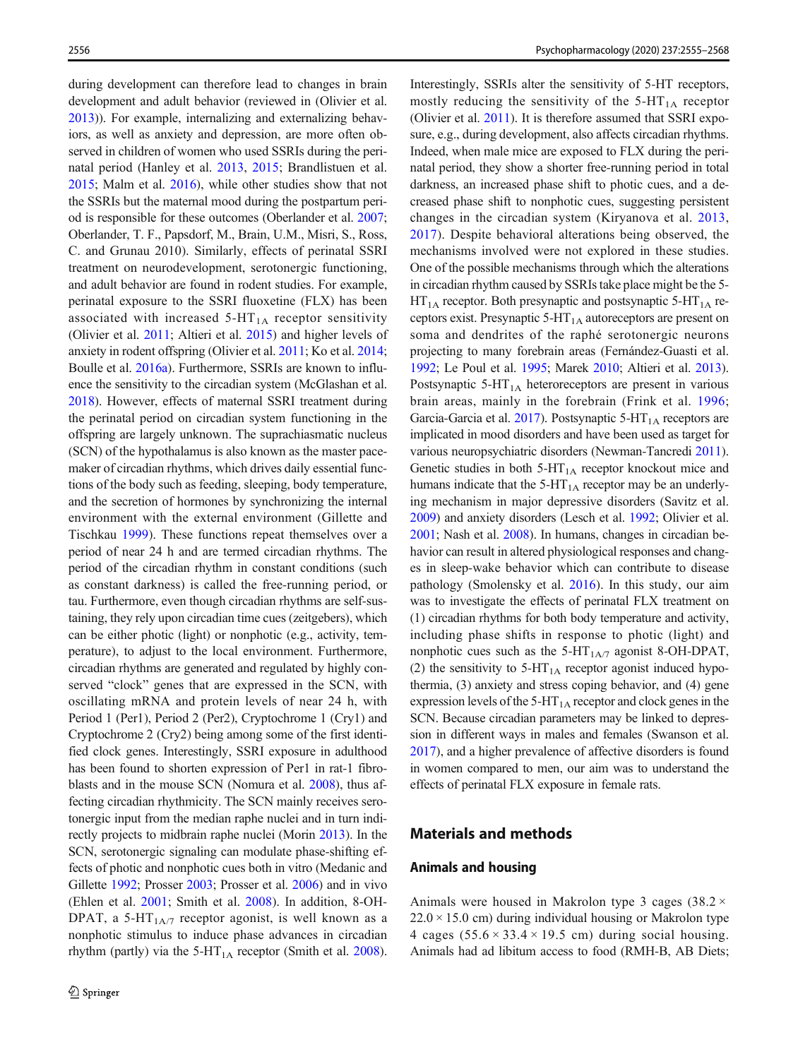during development can therefore lead to changes in brain development and adult behavior (reviewed in (Olivier et al. 2013)). For example, internalizing and externalizing behaviors, as well as anxiety and depression, are more often observed in children of women who used SSRIs during the perinatal period (Hanley et al. 2013, 2015; Brandlistuen et al. 2015; Malm et al. 2016), while other studies show that not the SSRIs but the maternal mood during the postpartum period is responsible for these outcomes (Oberlander et al. 2007; Oberlander, T. F., Papsdorf, M., Brain, U.M., Misri, S., Ross, C. and Grunau 2010). Similarly, effects of perinatal SSRI treatment on neurodevelopment, serotonergic functioning, and adult behavior are found in rodent studies. For example, perinatal exposure to the SSRI fluoxetine (FLX) has been associated with increased $5\text{-HT}_{1A}$ receptor sensitivity (Olivier et al. 2011; Altieri et al. 2015) and higher levels of anxiety in rodent offspring (Olivier et al. 2011; Ko et al. 2014; Boulle et al. 2016a). Furthermore, SSRIs are known to influence the sensitivity to the circadian system (McGlashan et al. 2018). However, effects of maternal SSRI treatment during the perinatal period on circadian system functioning in the offspring are largely unknown. The suprachiasmatic nucleus (SCN) of the hypothalamus is also known as the master pacemaker of circadian rhythms, which drives daily essential functions of the body such as feeding, sleeping, body temperature, and the secretion of hormones by synchronizing the internal environment with the external environment (Gillette and Tischkau 1999). These functions repeat themselves over a period of near 24 h and are termed circadian rhythms. The period of the circadian rhythm in constant conditions (such as constant darkness) is called the free-running period, or tau. Furthermore, even though circadian rhythms are self-sustaining, they rely upon circadian time cues (zeitgebers), which can be either photic (light) or nonphotic (e.g., activity, temperature), to adjust to the local environment. Furthermore, circadian rhythms are generated and regulated by highly conserved "clock" genes that are expressed in the SCN, with oscillating mRNA and protein levels of near 24 h, with Period 1 (Per1), Period 2 (Per2), Cryptochrome 1 (Cry1) and Cryptochrome 2 (Cry2) being among some of the first identified clock genes. Interestingly, SSRI exposure in adulthood has been found to shorten expression of Per1 in rat-1 fibroblasts and in the mouse SCN (Nomura et al. 2008), thus affecting circadian rhythmicity. The SCN mainly receives serotonergic input from the median raphe nuclei and in turn indirectly projects to midbrain raphe nuclei (Morin 2013). In the SCN, serotonergic signaling can modulate phase-shifting effects of photic and nonphotic cues both in vitro (Medanic and Gillette 1992; Prosser 2003; Prosser et al. 2006) and in vivo (Ehlen et al. 2001; Smith et al. 2008). In addition, 8-OH-DPAT, a $5\text{-HT}_{1A/7}$ receptor agonist, is well known as a nonphotic stimulus to induce phase advances in circadian rhythm (partly) via the $5\text{-HT}_{1A}$ receptor (Smith et al. 2008). Interestingly, SSRIs alter the sensitivity of 5-HT receptors, mostly reducing the sensitivity of the $5\text{-HT}_{1A}$ receptor (Olivier et al. 2011). It is therefore assumed that SSRI exposure, e.g., during development, also affects circadian rhythms. Indeed, when male mice are exposed to FLX during the perinatal period, they show a shorter free-running period in total darkness, an increased phase shift to photic cues, and a decreased phase shift to nonphotic cues, suggesting persistent changes in the circadian system (Kiryanova et al. 2013, 2017). Despite behavioral alterations being observed, the mechanisms involved were not explored in these studies. One of the possible mechanisms through which the alterations in circadian rhythm caused by SSRIs take place might be the $5\text{-HT}_{1A}$ receptor. Both presynaptic and postsynaptic $5\text{-HT}_{1A}$ receptors exist. Presynaptic $5\text{-HT}_{1A}$ autoreceptors are present on soma and dendrites of the raphé serotonergic neurons projecting to many forebrain areas (Fernández-Guasti et al. 1992; Le Poul et al. 1995; Marek 2010; Altieri et al. 2013). Postsynaptic $5\text{-HT}_{1A}$ heteroreceptors are present in various brain areas, mainly in the forebrain (Frink et al. 1996; Garcia-Garcia et al. 2017). Postsynaptic $5\text{-HT}_{1A}$ receptors are implicated in mood disorders and have been used as target for various neuropsychiatric disorders (Newman-Tancredi 2011). Genetic studies in both $5\text{-HT}_{1A}$ receptor knockout mice and humans indicate that the $5\text{-HT}_{1A}$ receptor may be an underlying mechanism in major depressive disorders (Savitz et al. 2009) and anxiety disorders (Lesch et al. 1992; Olivier et al. 2001; Nash et al. 2008). In humans, changes in circadian behavior can result in altered physiological responses and changes in sleep-wake behavior which can contribute to disease pathology (Smolensky et al. 2016). In this study, our aim was to investigate the effects of perinatal FLX treatment on (1) circadian rhythms for both body temperature and activity, including phase shifts in response to photic (light) and nonphotic cues such as the $5\text{-HT}_{1A/7}$ agonist 8-OH-DPAT, (2) the sensitivity to $5\text{-HT}_{1A}$ receptor agonist induced hypothermia, (3) anxiety and stress coping behavior, and (4) gene expression levels of the $5\text{-HT}_{1A}$ receptor and clock genes in the SCN. Because circadian parameters may be linked to depression in different ways in males and females (Swanson et al. 2017), and a higher prevalence of affective disorders is found in women compared to men, our aim was to understand the effects of perinatal FLX exposure in female rats.

## Materials and methods

### Animals and housing

Animals were housed in Makrolon type 3 cages (38.2 × 22.0 × 15.0 cm) during individual housing or Makrolon type 4 cages (55.6 × 33.4 × 19.5 cm) during social housing. Animals had ad libitum access to food (RMH-B, AB Diets;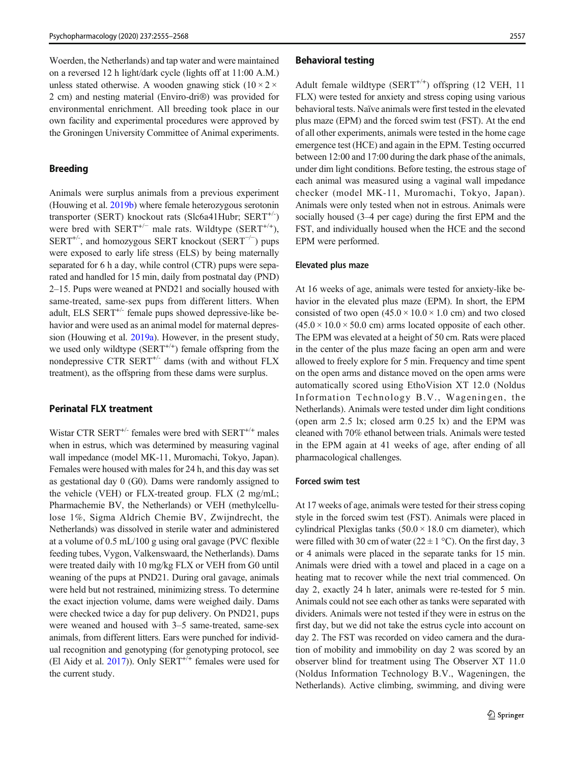Woerden, the Netherlands) and tap water and were maintained on a reversed 12 h light/dark cycle (lights off at 11:00 A.M.) unless stated otherwise. A wooden gnawing stick ($10 \times 2 \times 2$ cm) and nesting material (Enviro-dri®) was provided for environmental enrichment. All breeding took place in our own facility and experimental procedures were approved by the Groningen University Committee of Animal experiments.

## Breeding

Animals were surplus animals from a previous experiment (Houwing et al. 2019b) where female heterozygous serotonin transporter (SERT) knockout rats (Slc6a41Hubr; SERT$^{+/-}$) were bred with SERT$^{+/-}$ male rats. Wildtype (SERT$^{+/+}$), SERT$^{+/-}$, and homozygous SERT knockout (SERT$^{-/-}$) pups were exposed to early life stress (ELS) by being maternally separated for 6 h a day, while control (CTR) pups were separated and handled for 15 min, daily from postnatal day (PND) 2–15. Pups were weaned at PND21 and socially housed with same-treated, same-sex pups from different litters. When adult, ELS SERT$^{+/-}$ female pups showed depressive-like behavior and were used as an animal model for maternal depression (Houwing et al. 2019a). However, in the present study, we used only wildtype (SERT$^{+/+}$) female offspring from the nondepressive CTR SERT$^{+/-}$ dams (with and without FLX treatment), as the offspring from these dams were surplus.

## Perinatal FLX treatment

Wistar CTR SERT$^{+/-}$ females were bred with SERT$^{+/+}$ males when in estrus, which was determined by measuring vaginal wall impedance (model MK-11, Muromachi, Tokyo, Japan). Females were housed with males for 24 h, and this day was set as gestational day 0 (G0). Dams were randomly assigned to the vehicle (VEH) or FLX-treated group. FLX (2 mg/mL; Pharmachemie BV, the Netherlands) or VEH (methylcellulose 1%, Sigma Aldrich Chemie BV, Zwijndrecht, the Netherlands) was dissolved in sterile water and administered at a volume of 0.5 mL/100 g using oral gavage (PVC flexible feeding tubes, Vygon, Valkenswaard, the Netherlands). Dams were treated daily with 10 mg/kg FLX or VEH from G0 until weaning of the pups at PND21. During oral gavage, animals were held but not restrained, minimizing stress. To determine the exact injection volume, dams were weighed daily. Dams were checked twice a day for pup delivery. On PND21, pups were weaned and housed with 3–5 same-treated, same-sex animals, from different litters. Ears were punched for individual recognition and genotyping (for genotyping protocol, see (El Aidy et al. 2017)). Only SERT$^{+/+}$ females were used for the current study.

## Behavioral testing

Adult female wildtype (SERT$^{+/+}$) offspring (12 VEH, 11 FLX) were tested for anxiety and stress coping using various behavioral tests. Naïve animals were first tested in the elevated plus maze (EPM) and the forced swim test (FST). At the end of all other experiments, animals were tested in the home cage emergence test (HCE) and again in the EPM. Testing occurred between 12:00 and 17:00 during the dark phase of the animals, under dim light conditions. Before testing, the estrous stage of each animal was measured using a vaginal wall impedance checker (model MK-11, Muromachi, Tokyo, Japan). Animals were only tested when not in estrous. Animals were socially housed (3–4 per cage) during the first EPM and the FST, and individually housed when the HCE and the second EPM were performed.

### Elevated plus maze

At 16 weeks of age, animals were tested for anxiety-like behavior in the elevated plus maze (EPM). In short, the EPM consisted of two open ($45.0 \times 10.0 \times 1.0$ cm) and two closed ($45.0 \times 10.0 \times 50.0$ cm) arms located opposite of each other. The EPM was elevated at a height of 50 cm. Rats were placed in the center of the plus maze facing an open arm and were allowed to freely explore for 5 min. Frequency and time spent on the open arms and distance moved on the open arms were automatically scored using EthoVision XT 12.0 (Noldus Information Technology B.V., Wageningen, the Netherlands). Animals were tested under dim light conditions (open arm 2.5 lx; closed arm 0.25 lx) and the EPM was cleaned with 70% ethanol between trials. Animals were tested in the EPM again at 41 weeks of age, after ending of all pharmacological challenges.

### Forced swim test

At 17 weeks of age, animals were tested for their stress coping style in the forced swim test (FST). Animals were placed in cylindrical Plexiglas tanks ($50.0 \times 18.0$ cm diameter), which were filled with 30 cm of water ($22 \pm 1$ °C). On the first day, 3 or 4 animals were placed in the separate tanks for 15 min. Animals were dried with a towel and placed in a cage on a heating mat to recover while the next trial commenced. On day 2, exactly 24 h later, animals were re-tested for 5 min. Animals could not see each other as tanks were separated with dividers. Animals were not tested if they were in estrus on the first day, but we did not take the estrus cycle into account on day 2. The FST was recorded on video camera and the duration of mobility and immobility on day 2 was scored by an observer blind for treatment using The Observer XT 11.0 (Noldus Information Technology B.V., Wageningen, the Netherlands). Active climbing, swimming, and diving were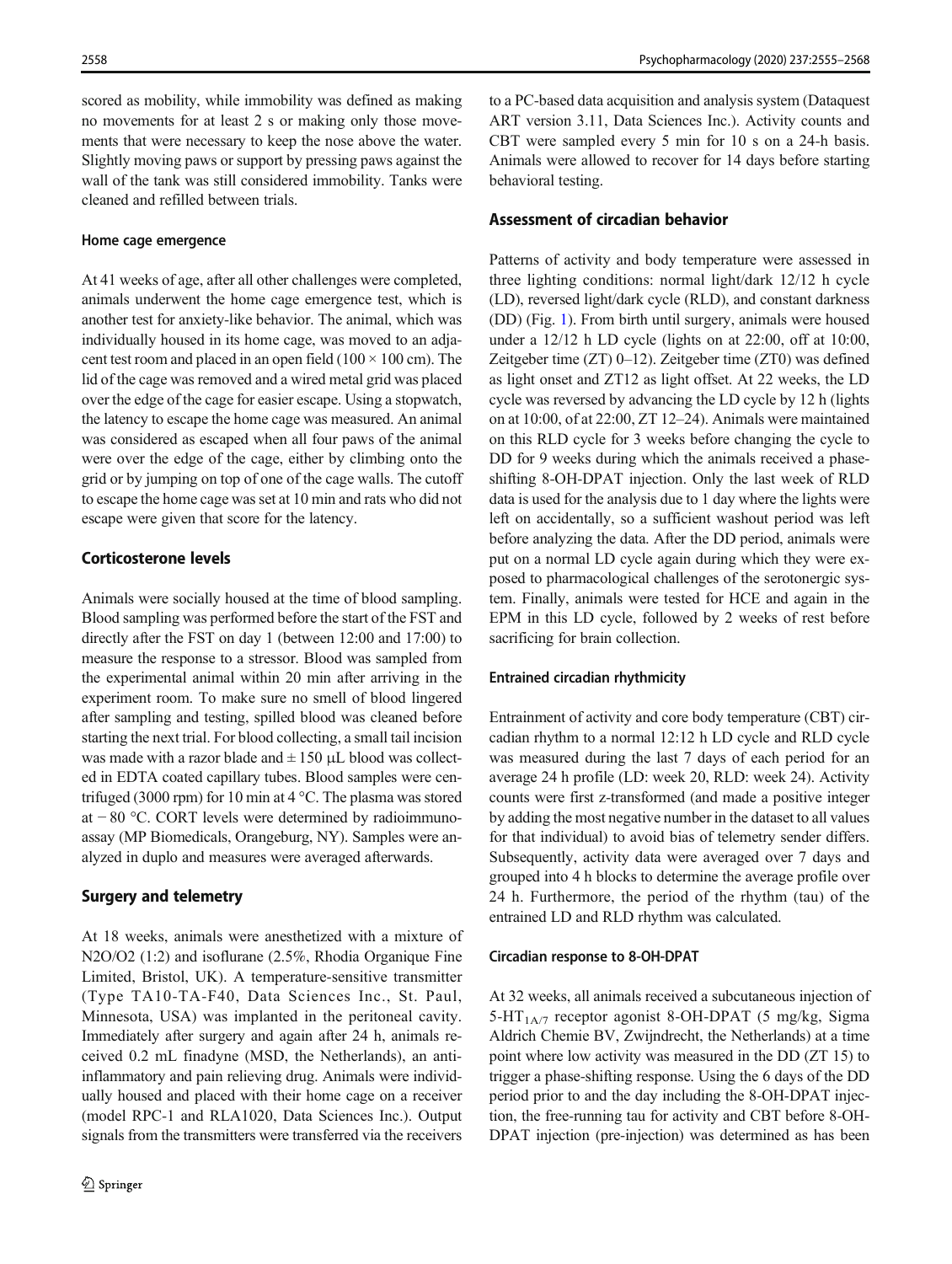scored as mobility, while immobility was defined as making no movements for at least 2 s or making only those movements that were necessary to keep the nose above the water. Slightly moving paws or support by pressing paws against the wall of the tank was still considered immobility. Tanks were cleaned and refilled between trials.

#### Home cage emergence

At 41 weeks of age, after all other challenges were completed, animals underwent the home cage emergence test, which is another test for anxiety-like behavior. The animal, which was individually housed in its home cage, was moved to an adjacent test room and placed in an open field (100 × 100 cm). The lid of the cage was removed and a wired metal grid was placed over the edge of the cage for easier escape. Using a stopwatch, the latency to escape the home cage was measured. An animal was considered as escaped when all four paws of the animal were over the edge of the cage, either by climbing onto the grid or by jumping on top of one of the cage walls. The cutoff to escape the home cage was set at 10 min and rats who did not escape were given that score for the latency.

### Corticosterone levels

Animals were socially housed at the time of blood sampling. Blood sampling was performed before the start of the FST and directly after the FST on day 1 (between 12:00 and 17:00) to measure the response to a stressor. Blood was sampled from the experimental animal within 20 min after arriving in the experiment room. To make sure no smell of blood lingered after sampling and testing, spilled blood was cleaned before starting the next trial. For blood collecting, a small tail incision was made with a razor blade and ± 150 μL blood was collected in EDTA coated capillary tubes. Blood samples were centrifuged (3000 rpm) for 10 min at 4 °C. The plasma was stored at − 80 °C. CORT levels were determined by radioimmunoassay (MP Biomedicals, Orangeburg, NY). Samples were analyzed in duplo and measures were averaged afterwards.

### Surgery and telemetry

At 18 weeks, animals were anesthetized with a mixture of $N_2O/O_2$ (1:2) and isoflurane (2.5%, Rhodia Organique Fine Limited, Bristol, UK). A temperature-sensitive transmitter (Type TA10-TA-F40, Data Sciences Inc., St. Paul, Minnesota, USA) was implanted in the peritoneal cavity. Immediately after surgery and again after 24 h, animals received 0.2 mL finadyne (MSD, the Netherlands), an anti-inflammatory and pain relieving drug. Animals were individually housed and placed with their home cage on a receiver (model RPC-1 and RLA1020, Data Sciences Inc.). Output signals from the transmitters were transferred via the receivers to a PC-based data acquisition and analysis system (Dataquest ART version 3.11, Data Sciences Inc.). Activity counts and CBT were sampled every 5 min for 10 s on a 24-h basis. Animals were allowed to recover for 14 days before starting behavioral testing.

### Assessment of circadian behavior

Patterns of activity and body temperature were assessed in three lighting conditions: normal light/dark 12/12 h cycle (LD), reversed light/dark cycle (RLD), and constant darkness (DD) (Fig. 1). From birth until surgery, animals were housed under a 12/12 h LD cycle (lights on at 22:00, off at 10:00, Zeitgeber time (ZT) 0–12). Zeitgeber time (ZT0) was defined as light onset and ZT12 as light offset. At 22 weeks, the LD cycle was reversed by advancing the LD cycle by 12 h (lights on at 10:00, of at 22:00, ZT 12–24). Animals were maintained on this RLD cycle for 3 weeks before changing the cycle to DD for 9 weeks during which the animals received a phase-shifting 8-OH-DPAT injection. Only the last week of RLD data is used for the analysis due to 1 day where the lights were left on accidentally, so a sufficient washout period was left before analyzing the data. After the DD period, animals were put on a normal LD cycle again during which they were exposed to pharmacological challenges of the serotonergic system. Finally, animals were tested for HCE and again in the EPM in this LD cycle, followed by 2 weeks of rest before sacrificing for brain collection.

#### Entrained circadian rhythmicity

Entrainment of activity and core body temperature (CBT) circadian rhythm to a normal 12:12 h LD cycle and RLD cycle was measured during the last 7 days of each period for an average 24 h profile (LD: week 20, RLD: week 24). Activity counts were first z-transformed (and made a positive integer by adding the most negative number in the dataset to all values for that individual) to avoid bias of telemetry sender differs. Subsequently, activity data were averaged over 7 days and grouped into 4 h blocks to determine the average profile over 24 h. Furthermore, the period of the rhythm (tau) of the entrained LD and RLD rhythm was calculated.

#### Circadian response to 8-OH-DPAT

At 32 weeks, all animals received a subcutaneous injection of $5\text{-HT}_{1A/7}$ receptor agonist 8-OH-DPAT (5 mg/kg, Sigma Aldrich Chemie BV, Zwijndrecht, the Netherlands) at a time point where low activity was measured in the DD (ZT 15) to trigger a phase-shifting response. Using the 6 days of the DD period prior to and the day including the 8-OH-DPAT injection, the free-running tau for activity and CBT before 8-OH-DPAT injection (pre-injection) was determined as has been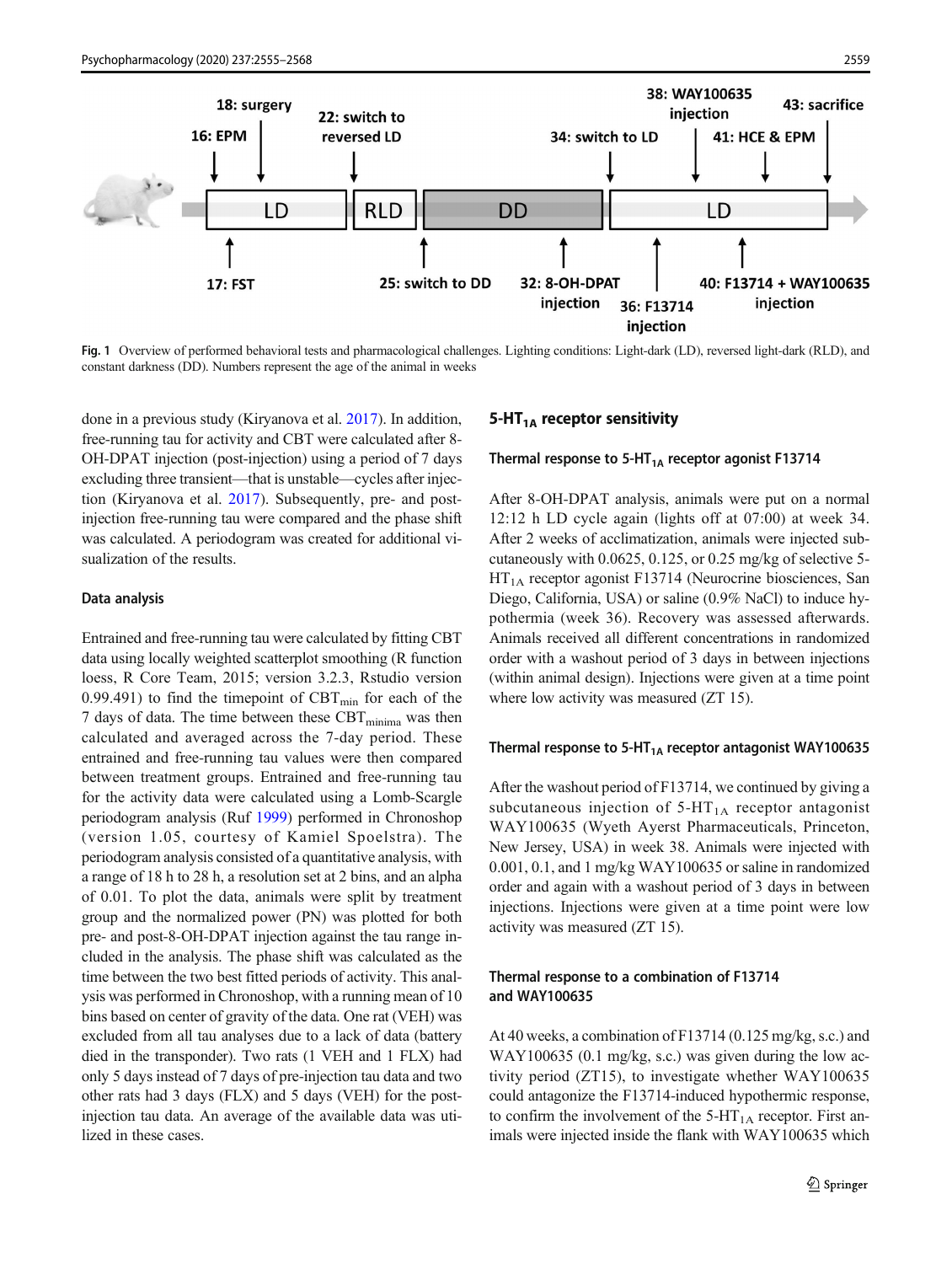Fig. 1 Overview of performed behavioral tests and pharmacological challenges. Lighting conditions: Light-dark (LD), reversed light-dark (RLD), and constant darkness (DD). Numbers represent the age of the animal in weeks

done in a previous study (Kiryanova et al. 2017). In addition, free-running tau for activity and CBT were calculated after 8-OH-DPAT injection (post-injection) using a period of 7 days excluding three transient—that is unstable—cycles after injection (Kiryanova et al. 2017). Subsequently, pre- and post-injection free-running tau were compared and the phase shift was calculated. A periodogram was created for additional visualization of the results.

### Data analysis

Entrained and free-running tau were calculated by fitting CBT data using locally weighted scatterplot smoothing (R function loess, R Core Team, 2015; version 3.2.3, Rstudio version 0.99.491) to find the timepoint of $CBT_{min}$ for each of the 7 days of data. The time between these $CBT_{minima}$ was then calculated and averaged across the 7-day period. These entrained and free-running tau values were then compared between treatment groups. Entrained and free-running tau for the activity data were calculated using a Lomb-Scargle periodogram analysis (Ruf 1999) performed in Chronoshop (version 1.05, courtesy of Kamiel Spoelstra). The periodogram analysis consisted of a quantitative analysis, with a range of 18 h to 28 h, a resolution set at 2 bins, and an alpha of 0.01. To plot the data, animals were split by treatment group and the normalized power (PN) was plotted for both pre- and post-8-OH-DPAT injection against the tau range included in the analysis. The phase shift was calculated as the time between the two best fitted periods of activity. This analysis was performed in Chronoshop, with a running mean of 10 bins based on center of gravity of the data. One rat (VEH) was excluded from all tau analyses due to a lack of data (battery died in the transponder). Two rats (1 VEH and 1 FLX) had only 5 days instead of 7 days of pre-injection tau data and two other rats had 3 days (FLX) and 5 days (VEH) for the post-injection tau data. An average of the available data was utilized in these cases.

## $5\text{-}HT_{1A}$ receptor sensitivity

### Thermal response to $5\text{-}HT_{1A}$ receptor agonist F13714

After 8-OH-DPAT analysis, animals were put on a normal 12:12 h LD cycle again (lights off at 07:00) at week 34. After 2 weeks of acclimatization, animals were injected subcutaneously with 0.0625, 0.125, or 0.25 mg/kg of selective $5\text{-}HT_{1A}$ receptor agonist F13714 (Neurocrine biosciences, San Diego, California, USA) or saline (0.9% NaCl) to induce hypothermia (week 36). Recovery was assessed afterwards. Animals received all different concentrations in randomized order with a washout period of 3 days in between injections (within animal design). Injections were given at a time point where low activity was measured (ZT 15).

### Thermal response to $5\text{-}HT_{1A}$ receptor antagonist WAY100635

After the washout period of F13714, we continued by giving a subcutaneous injection of $5\text{-}HT_{1A}$ receptor antagonist WAY100635 (Wyeth Ayerst Pharmaceuticals, Princeton, New Jersey, USA) in week 38. Animals were injected with 0.001, 0.1, and 1 mg/kg WAY100635 or saline in randomized order and again with a washout period of 3 days in between injections. Injections were given at a time point were low activity was measured (ZT 15).

### Thermal response to a combination of F13714 and WAY100635

At 40 weeks, a combination of F13714 (0.125 mg/kg, s.c.) and WAY100635 (0.1 mg/kg, s.c.) was given during the low activity period (ZT15), to investigate whether WAY100635 could antagonize the F13714-induced hypothermic response, to confirm the involvement of the $5\text{-}HT_{1A}$ receptor. First animals were injected inside the flank with WAY100635 which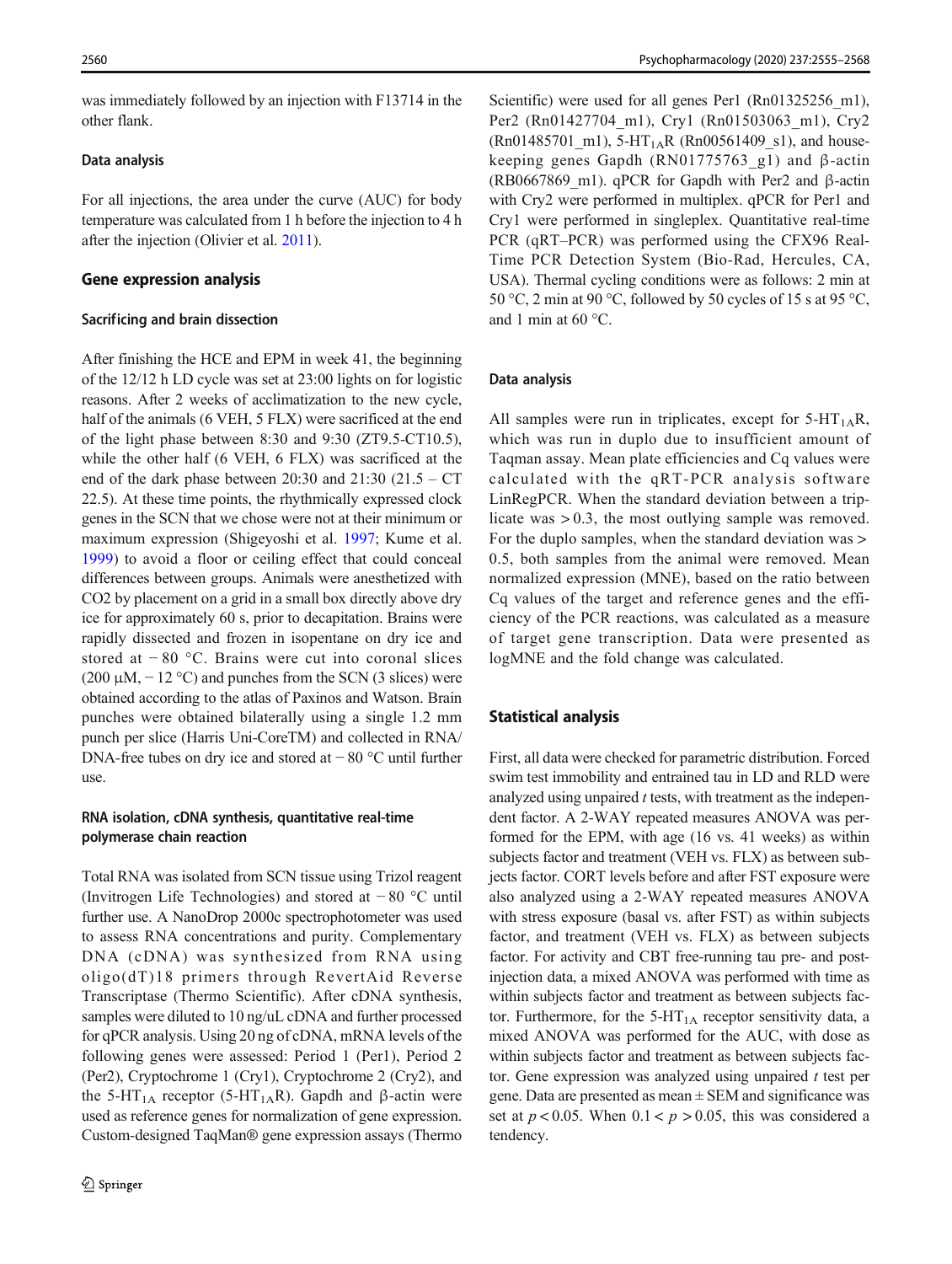was immediately followed by an injection with F13714 in the other flank.

### Data analysis

For all injections, the area under the curve (AUC) for body temperature was calculated from 1 h before the injection to 4 h after the injection (Olivier et al. 2011).

## Gene expression analysis

### Sacrificing and brain dissection

After finishing the HCE and EPM in week 41, the beginning of the 12/12 h LD cycle was set at 23:00 lights on for logistic reasons. After 2 weeks of acclimatization to the new cycle, half of the animals (6 VEH, 5 FLX) were sacrificed at the end of the light phase between 8:30 and 9:30 (ZT9.5-CT10.5), while the other half (6 VEH, 6 FLX) was sacrificed at the end of the dark phase between 20:30 and 21:30 (21.5 – CT 22.5). At these time points, the rhythmically expressed clock genes in the SCN that we chose were not at their minimum or maximum expression (Shigeyoshi et al. 1997; Kume et al. 1999) to avoid a floor or ceiling effect that could conceal differences between groups. Animals were anesthetized with CO2 by placement on a grid in a small box directly above dry ice for approximately 60 s, prior to decapitation. Brains were rapidly dissected and frozen in isopentane on dry ice and stored at − 80 °C. Brains were cut into coronal slices (200 μM, − 12 °C) and punches from the SCN (3 slices) were obtained according to the atlas of Paxinos and Watson. Brain punches were obtained bilaterally using a single 1.2 mm punch per slice (Harris Uni-CoreTM) and collected in RNA/DNA-free tubes on dry ice and stored at − 80 °C until further use.

### RNA isolation, cDNA synthesis, quantitative real-time polymerase chain reaction

Total RNA was isolated from SCN tissue using Trizol reagent (Invitrogen Life Technologies) and stored at − 80 °C until further use. A NanoDrop 2000c spectrophotometer was used to assess RNA concentrations and purity. Complementary DNA (cDNA) was synthesized from RNA using oligo(dT)18 primers through RevertAid Reverse Transcriptase (Thermo Scientific). After cDNA synthesis, samples were diluted to 10 ng/uL cDNA and further processed for qPCR analysis. Using 20 ng of cDNA, mRNA levels of the following genes were assessed: Period 1 (Per1), Period 2 (Per2), Cryptochrome 1 (Cry1), Cryptochrome 2 (Cry2), and the 5-HT$_{1A}$ receptor (5-HT$_{1A}$R). Gapdh and β-actin were used as reference genes for normalization of gene expression. Custom-designed TaqMan® gene expression assays (Thermo Scientific) were used for all genes Per1 (Rn01325256_m1), Per2 (Rn01427704_m1), Cry1 (Rn01503063_m1), Cry2 (Rn01485701_m1), 5-HT$_{1A}$R (Rn00561409_s1), and housekeeping genes Gapdh (RN01775763_g1) and β-actin (RB0667869_m1). qPCR for Gapdh with Per2 and β-actin with Cry2 were performed in multiplex. qPCR for Per1 and Cry1 were performed in singleplex. Quantitative real-time PCR (qRT–PCR) was performed using the CFX96 Real-Time PCR Detection System (Bio-Rad, Hercules, CA, USA). Thermal cycling conditions were as follows: 2 min at 50 °C, 2 min at 90 °C, followed by 50 cycles of 15 s at 95 °C, and 1 min at 60 °C.

### Data analysis

All samples were run in triplicates, except for 5-HT$_{1A}$R, which was run in duplo due to insufficient amount of Taqman assay. Mean plate efficiencies and Cq values were calculated with the qRT-PCR analysis software LinRegPCR. When the standard deviation between a triplicate was > 0.3, the most outlying sample was removed. For the duplo samples, when the standard deviation was > 0.5, both samples from the animal were removed. Mean normalized expression (MNE), based on the ratio between Cq values of the target and reference genes and the efficiency of the PCR reactions, was calculated as a measure of target gene transcription. Data were presented as logMNE and the fold change was calculated.

## Statistical analysis

First, all data were checked for parametric distribution. Forced swim test immobility and entrained tau in LD and RLD were analyzed using unpaired *t* tests, with treatment as the independent factor. A 2-WAY repeated measures ANOVA was performed for the EPM, with age (16 vs. 41 weeks) as within subjects factor and treatment (VEH vs. FLX) as between subjects factor. CORT levels before and after FST exposure were also analyzed using a 2-WAY repeated measures ANOVA with stress exposure (basal vs. after FST) as within subjects factor, and treatment (VEH vs. FLX) as between subjects factor. For activity and CBT free-running tau pre- and post-injection data, a mixed ANOVA was performed with time as within subjects factor and treatment as between subjects factor. Furthermore, for the 5-HT$_{1A}$ receptor sensitivity data, a mixed ANOVA was performed for the AUC, with dose as within subjects factor and treatment as between subjects factor. Gene expression was analyzed using unpaired *t* test per gene. Data are presented as mean ± SEM and significance was set at $p < 0.05$. When $0.1 < p > 0.05$, this was considered a tendency.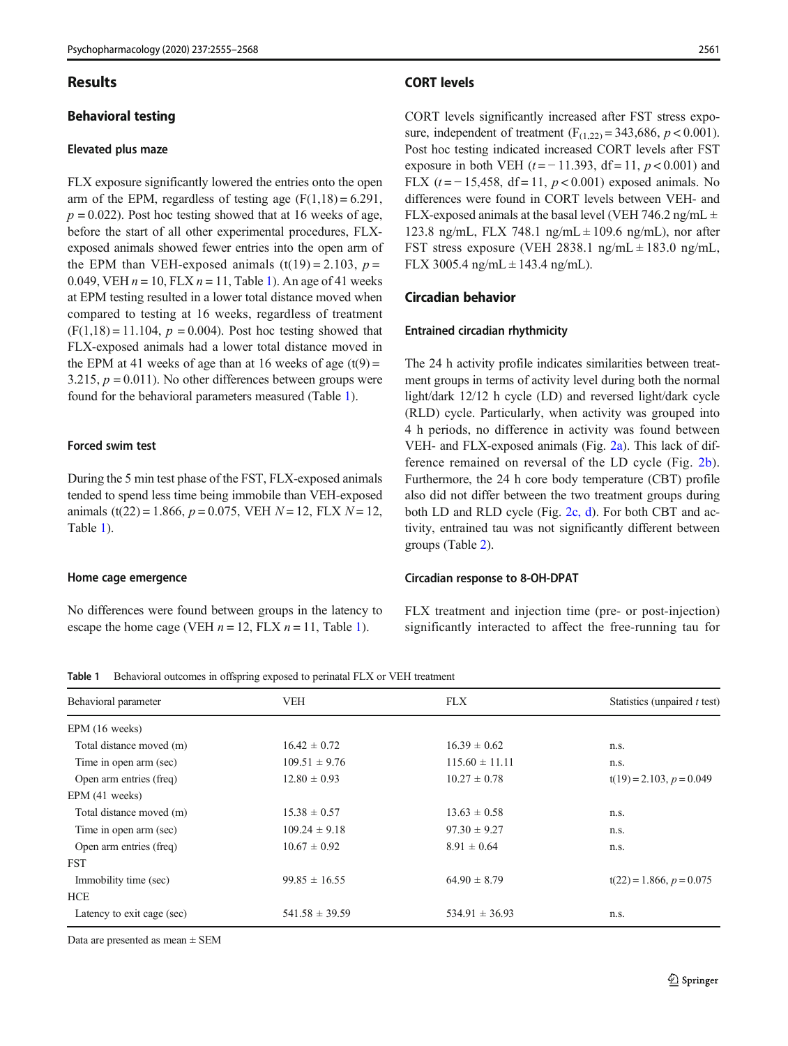## Results

### Behavioral testing

#### Elevated plus maze

FLX exposure significantly lowered the entries onto the open arm of the EPM, regardless of testing age ($F(1,18) = 6.291$, $p = 0.022$). Post hoc testing showed that at 16 weeks of age, before the start of all other experimental procedures, FLX-exposed animals showed fewer entries into the open arm of the EPM than VEH-exposed animals ($t(19) = 2.103$, $p = 0.049$, VEH $n = 10$, FLX $n = 11$, Table 1). An age of 41 weeks at EPM testing resulted in a lower total distance moved when compared to testing at 16 weeks, regardless of treatment ($F(1,18) = 11.104$, $p = 0.004$). Post hoc testing showed that FLX-exposed animals had a lower total distance moved in the EPM at 41 weeks of age than at 16 weeks of age ($t(9) = 3.215$, $p = 0.011$). No other differences between groups were found for the behavioral parameters measured (Table 1).

#### Forced swim test

During the 5 min test phase of the FST, FLX-exposed animals tended to spend less time being immobile than VEH-exposed animals ($t(22) = 1.866$, $p = 0.075$, VEH $N = 12$, FLX $N = 12$, Table 1).

#### Home cage emergence

No differences were found between groups in the latency to escape the home cage (VEH $n = 12$, FLX $n = 11$, Table 1).

### CORT levels

CORT levels significantly increased after FST stress exposure, independent of treatment ($F_{(1,22)} = 343{,}686$, $p < 0.001$). Post hoc testing indicated increased CORT levels after FST exposure in both VEH ($t = -11.393$, df = 11, $p < 0.001$) and FLX ($t = -15{,}458$, df = 11, $p < 0.001$) exposed animals. No differences were found in CORT levels between VEH- and FLX-exposed animals at the basal level (VEH 746.2 ng/mL ± 123.8 ng/mL, FLX 748.1 ng/mL ± 109.6 ng/mL), nor after FST stress exposure (VEH 2838.1 ng/mL ± 183.0 ng/mL, FLX 3005.4 ng/mL ± 143.4 ng/mL).

### Circadian behavior

#### Entrained circadian rhythmicity

The 24 h activity profile indicates similarities between treatment groups in terms of activity level during both the normal light/dark 12/12 h cycle (LD) and reversed light/dark cycle (RLD) cycle. Particularly, when activity was grouped into 4 h periods, no difference in activity was found between VEH- and FLX-exposed animals (Fig. 2a). This lack of difference remained on reversal of the LD cycle (Fig. 2b). Furthermore, the 24 h core body temperature (CBT) profile also did not differ between the two treatment groups during both LD and RLD cycle (Fig. 2c, d). For both CBT and activity, entrained tau was not significantly different between groups (Table 2).

#### Circadian response to 8-OH-DPAT

FLX treatment and injection time (pre- or post-injection) significantly interacted to affect the free-running tau for

**Table 1** Behavioral outcomes in offspring exposed to perinatal FLX or VEH treatment

| Behavioral parameter | VEH | FLX | Statistics (unpaired *t* test) |
|---|---|---|---|
| EPM (16 weeks) | | | |
| Total distance moved (m) | 16.42 ± 0.72 | 16.39 ± 0.62 | n.s. |
| Time in open arm (sec) | 109.51 ± 9.76 | 115.60 ± 11.11 | n.s. |
| Open arm entries (freq) | 12.80 ± 0.93 | 10.27 ± 0.78 | $t(19) = 2.103$, $p = 0.049$ |
| EPM (41 weeks) | | | |
| Total distance moved (m) | 15.38 ± 0.57 | 13.63 ± 0.58 | n.s. |
| Time in open arm (sec) | 109.24 ± 9.18 | 97.30 ± 9.27 | n.s. |
| Open arm entries (freq) | 10.67 ± 0.92 | 8.91 ± 0.64 | n.s. |
| FST | | | |
| Immobility time (sec) | 99.85 ± 16.55 | 64.90 ± 8.79 | $t(22) = 1.866$, $p = 0.075$ |
| HCE | | | |
| Latency to exit cage (sec) | 541.58 ± 39.59 | 534.91 ± 36.93 | n.s. |

Data are presented as mean ± SEM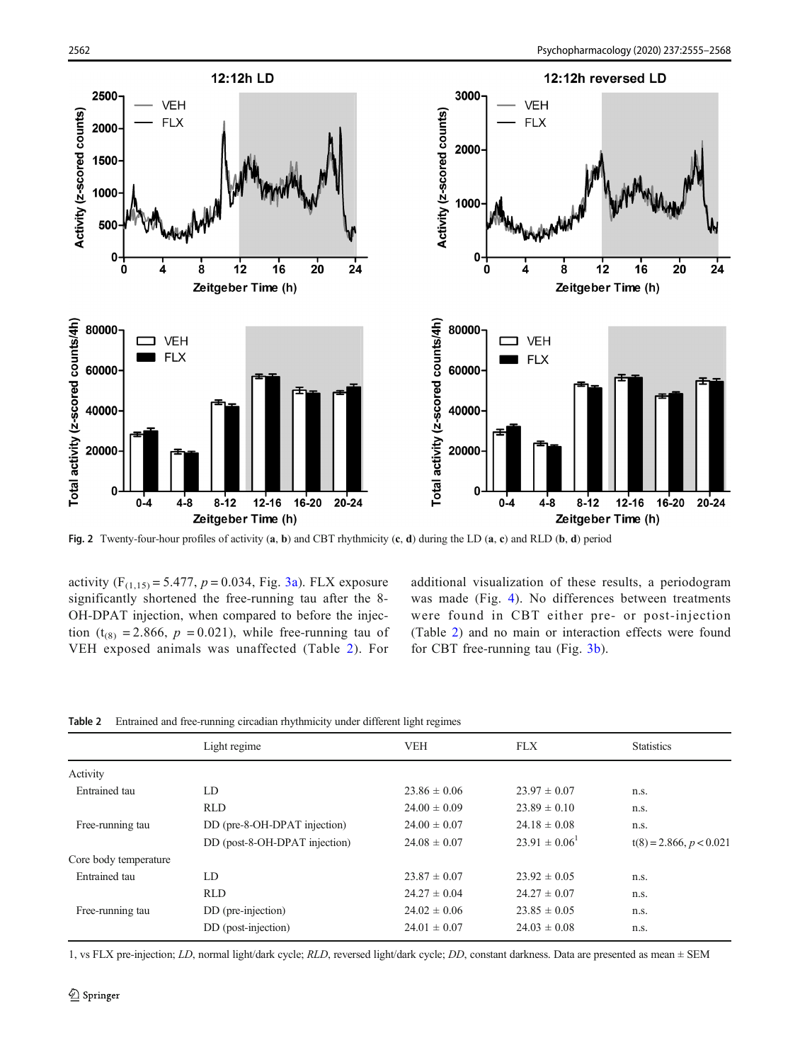Fig. 2 Twenty-four-hour profiles of activity (**a**, **b**) and CBT rhythmicity (**c**, **d**) during the LD (**a**, **c**) and RLD (**b**, **d**) period

activity ($F_{(1,15)} = 5.477$, $p = 0.034$, Fig. 3a). FLX exposure significantly shortened the free-running tau after the 8-OH-DPAT injection, when compared to before the injection ($t_{(8)} = 2.866$, $p = 0.021$), while free-running tau of VEH exposed animals was unaffected (Table 2). For additional visualization of these results, a periodogram was made (Fig. 4). No differences between treatments were found in CBT either pre- or post-injection (Table 2) and no main or interaction effects were found for CBT free-running tau (Fig. 3b).

Table 2 Entrained and free-running circadian rhythmicity under different light regimes

| | Light regime | VEH | FLX | Statistics |
|---|---|---|---|---|
| Activity | | | | |
| Entrained tau | LD | 23.86 ± 0.06 | 23.97 ± 0.07 | n.s. |
| | RLD | 24.00 ± 0.09 | 23.89 ± 0.10 | n.s. |
| Free-running tau | DD (pre-8-OH-DPAT injection) | 24.00 ± 0.07 | 24.18 ± 0.08 | n.s. |
| | DD (post-8-OH-DPAT injection) | 24.08 ± 0.07 | 23.91 ± 0.06[1] | $t(8) = 2.866$, $p < 0.021$ |
| Core body temperature | | | | |
| Entrained tau | LD | 23.87 ± 0.07 | 23.92 ± 0.05 | n.s. |
| | RLD | 24.27 ± 0.04 | 24.27 ± 0.07 | n.s. |
| Free-running tau | DD (pre-injection) | 24.02 ± 0.06 | 23.85 ± 0.05 | n.s. |
| | DD (post-injection) | 24.01 ± 0.07 | 24.03 ± 0.08 | n.s. |

1, vs FLX pre-injection; *LD*, normal light/dark cycle; *RLD*, reversed light/dark cycle; *DD*, constant darkness. Data are presented as mean ± SEM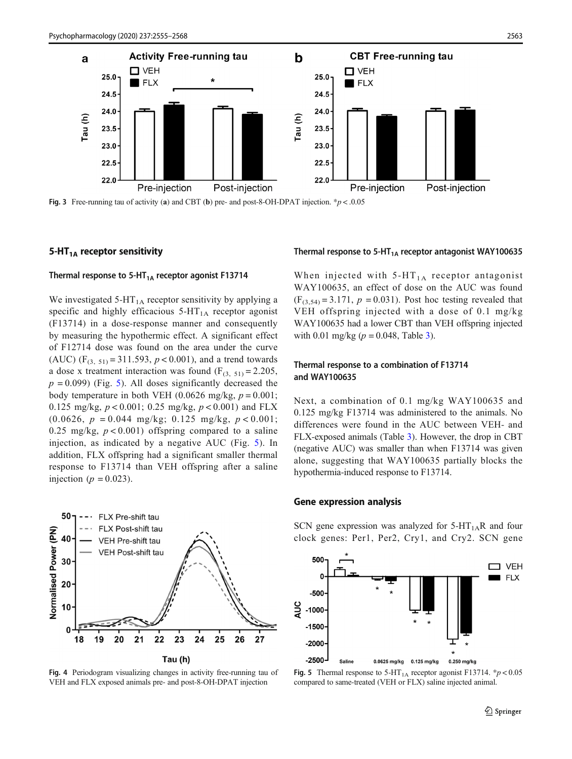Fig. 3 Free-running tau of activity (**a**) and CBT (**b**) pre- and post-8-OH-DPAT injection. *$p < .05$

## 5-$HT_{1A}$ receptor sensitivity

### Thermal response to 5-$HT_{1A}$ receptor agonist F13714

We investigated 5-$HT_{1A}$ receptor sensitivity by applying a specific and highly efficacious 5-$HT_{1A}$ receptor agonist (F13714) in a dose-response manner and consequently by measuring the hypothermic effect. A significant effect of F12714 dose was found on the area under the curve (AUC) ($F_{(3,\ 51)} = 311.593$, $p < 0.001$), and a trend towards a dose x treatment interaction was found ($F_{(3,\ 51)} = 2.205$, $p = 0.099$) (Fig. 5). All doses significantly decreased the body temperature in both VEH (0.0626 mg/kg, $p = 0.001$; 0.125 mg/kg, $p < 0.001$; 0.25 mg/kg, $p < 0.001$) and FLX (0.0626, $p = 0.044$ mg/kg; 0.125 mg/kg, $p < 0.001$; 0.25 mg/kg, $p < 0.001$) offspring compared to a saline injection, as indicated by a negative AUC (Fig. 5). In addition, FLX offspring had a significant smaller thermal response to F13714 than VEH offspring after a saline injection ($p = 0.023$).

Fig. 4 Periodogram visualizing changes in activity free-running tau of VEH and FLX exposed animals pre- and post-8-OH-DPAT injection

### Thermal response to 5-$HT_{1A}$ receptor antagonist WAY100635

When injected with 5-$HT_{1A}$ receptor antagonist WAY100635, an effect of dose on the AUC was found ($F_{(3,54)} = 3.171$, $p = 0.031$). Post hoc testing revealed that VEH offspring injected with a dose of 0.1 mg/kg WAY100635 had a lower CBT than VEH offspring injected with 0.01 mg/kg ($p = 0.048$, Table 3).

### Thermal response to a combination of F13714 and WAY100635

Next, a combination of 0.1 mg/kg WAY100635 and 0.125 mg/kg F13714 was administered to the animals. No differences were found in the AUC between VEH- and FLX-exposed animals (Table 3). However, the drop in CBT (negative AUC) was smaller than when F13714 was given alone, suggesting that WAY100635 partially blocks the hypothermia-induced response to F13714.

## Gene expression analysis

SCN gene expression was analyzed for 5-$HT_{1A}$R and four clock genes: Per1, Per2, Cry1, and Cry2. SCN gene

Fig. 5 Thermal response to 5-$HT_{1A}$ receptor agonist F13714. *$p < 0.05$ compared to same-treated (VEH or FLX) saline injected animal.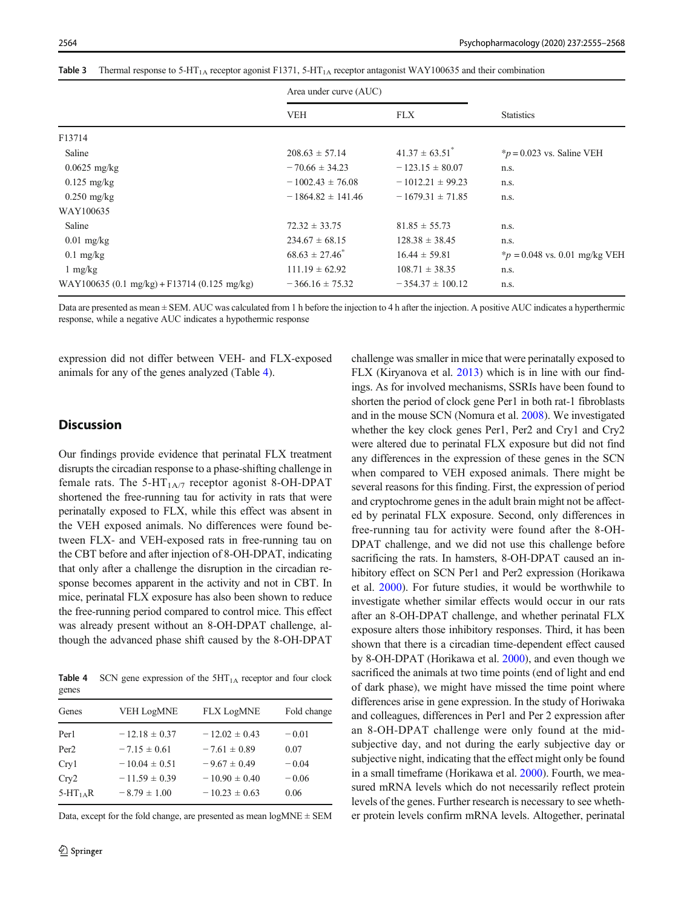**Table 3** Thermal response to 5-$HT_{1A}$ receptor agonist F1371, 5-$HT_{1A}$ receptor antagonist WAY100635 and their combination

| | Area under curve (AUC) | | Statistics |
|---|---|---|---|
| | VEH | FLX | |
| F13714 | | | |
| Saline | 208.63 ± 57.14 | 41.37 ± 63.51* | *$p = 0.023$ vs. Saline VEH |
| 0.0625 mg/kg | − 70.66 ± 34.23 | − 123.15 ± 80.07 | n.s. |
| 0.125 mg/kg | − 1002.43 ± 76.08 | − 1012.21 ± 99.23 | n.s. |
| 0.250 mg/kg | − 1864.82 ± 141.46 | − 1679.31 ± 71.85 | n.s. |
| WAY100635 | | | |
| Saline | 72.32 ± 33.75 | 81.85 ± 55.73 | n.s. |
| 0.01 mg/kg | 234.67 ± 68.15 | 128.38 ± 38.45 | n.s. |
| 0.1 mg/kg | 68.63 ± 27.46* | 16.44 ± 59.81 | *$p = 0.048$ vs. 0.01 mg/kg VEH |
| 1 mg/kg | 111.19 ± 62.92 | 108.71 ± 38.35 | n.s. |
| WAY100635 (0.1 mg/kg) + F13714 (0.125 mg/kg) | − 366.16 ± 75.32 | − 354.37 ± 100.12 | n.s. |

Data are presented as mean ± SEM. AUC was calculated from 1 h before the injection to 4 h after the injection. A positive AUC indicates a hyperthermic response, while a negative AUC indicates a hypothermic response

expression did not differ between VEH- and FLX-exposed animals for any of the genes analyzed (Table 4).

## Discussion

Our findings provide evidence that perinatal FLX treatment disrupts the circadian response to a phase-shifting challenge in female rats. The 5-$HT_{1A/7}$ receptor agonist 8-OH-DPAT shortened the free-running tau for activity in rats that were perinatally exposed to FLX, while this effect was absent in the VEH exposed animals. No differences were found between FLX- and VEH-exposed rats in free-running tau on the CBT before and after injection of 8-OH-DPAT, indicating that only after a challenge the disruption in the circadian response becomes apparent in the activity and not in CBT. In mice, perinatal FLX exposure has also been shown to reduce the free-running period compared to control mice. This effect was already present without an 8-OH-DPAT challenge, although the advanced phase shift caused by the 8-OH-DPAT challenge was smaller in mice that were perinatally exposed to FLX (Kiryanova et al. 2013) which is in line with our findings. As for involved mechanisms, SSRIs have been found to shorten the period of clock gene Per1 in both rat-1 fibroblasts and in the mouse SCN (Nomura et al. 2008). We investigated whether the key clock genes Per1, Per2 and Cry1 and Cry2 were altered due to perinatal FLX exposure but did not find any differences in the expression of these genes in the SCN when compared to VEH exposed animals. There might be several reasons for this finding. First, the expression of period and cryptochrome genes in the adult brain might not be affected by perinatal FLX exposure. Second, only differences in free-running tau for activity were found after the 8-OH-DPAT challenge, and we did not use this challenge before sacrificing the rats. In hamsters, 8-OH-DPAT caused an inhibitory effect on SCN Per1 and Per2 expression (Horikawa et al. 2000). For future studies, it would be worthwhile to investigate whether similar effects would occur in our rats after an 8-OH-DPAT challenge, and whether perinatal FLX exposure alters those inhibitory responses. Third, it has been shown that there is a circadian time-dependent effect caused by 8-OH-DPAT (Horikawa et al. 2000), and even though we sacrificed the animals at two time points (end of light and end of dark phase), we might have missed the time point where differences arise in gene expression. In the study of Horiwaka and colleagues, differences in Per1 and Per 2 expression after an 8-OH-DPAT challenge were only found at the mid-subjective day, and not during the early subjective day or subjective night, indicating that the effect might only be found in a small timeframe (Horikawa et al. 2000). Fourth, we measured mRNA levels which do not necessarily reflect protein levels of the genes. Further research is necessary to see whether protein levels confirm mRNA levels. Altogether, perinatal

**Table 4** SCN gene expression of the $5HT_{1A}$ receptor and four clock genes

| Genes | VEH LogMNE | FLX LogMNE | Fold change |
|---|---|---|---|
| Per1 | − 12.18 ± 0.37 | − 12.02 ± 0.43 | − 0.01 |
| Per2 | − 7.15 ± 0.61 | − 7.61 ± 0.89 | 0.07 |
| Cry1 | − 10.04 ± 0.51 | − 9.67 ± 0.49 | − 0.04 |
| Cry2 | − 11.59 ± 0.39 | − 10.90 ± 0.40 | − 0.06 |
| 5-$HT_{1A}$R | − 8.79 ± 1.00 | − 10.23 ± 0.63 | 0.06 |

Data, except for the fold change, are presented as mean logMNE ± SEM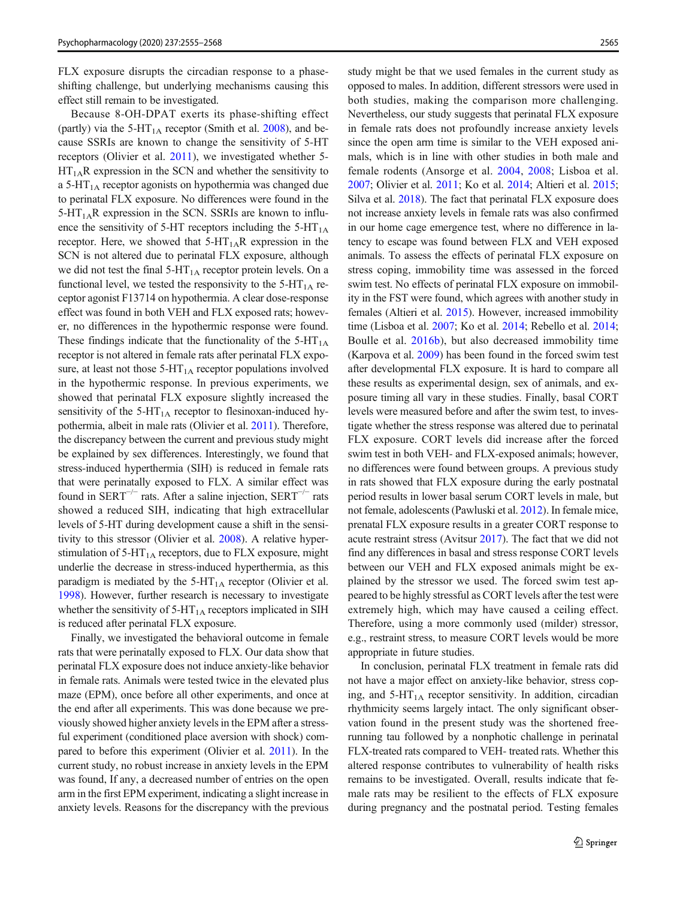FLX exposure disrupts the circadian response to a phase-shifting challenge, but underlying mechanisms causing this effect still remain to be investigated.

Because 8-OH-DPAT exerts its phase-shifting effect (partly) via the 5-$HT_{1A}$ receptor (Smith et al. 2008), and because SSRIs are known to change the sensitivity of 5-HT receptors (Olivier et al. 2011), we investigated whether 5-$HT_{1A}$R expression in the SCN and whether the sensitivity to a 5-$HT_{1A}$ receptor agonists on hypothermia was changed due to perinatal FLX exposure. No differences were found in the 5-$HT_{1A}$R expression in the SCN. SSRIs are known to influence the sensitivity of 5-HT receptors including the 5-$HT_{1A}$ receptor. Here, we showed that 5-$HT_{1A}$R expression in the SCN is not altered due to perinatal FLX exposure, although we did not test the final 5-$HT_{1A}$ receptor protein levels. On a functional level, we tested the responsivity to the 5-$HT_{1A}$ receptor agonist F13714 on hypothermia. A clear dose-response effect was found in both VEH and FLX exposed rats; however, no differences in the hypothermic response were found. These findings indicate that the functionality of the 5-$HT_{1A}$ receptor is not altered in female rats after perinatal FLX exposure, at least not those 5-$HT_{1A}$ receptor populations involved in the hypothermic response. In previous experiments, we showed that perinatal FLX exposure slightly increased the sensitivity of the 5-$HT_{1A}$ receptor to flesinoxan-induced hypothermia, albeit in male rats (Olivier et al. 2011). Therefore, the discrepancy between the current and previous study might be explained by sex differences. Interestingly, we found that stress-induced hyperthermia (SIH) is reduced in female rats that were perinatally exposed to FLX. A similar effect was found in $SERT^{-/-}$ rats. After a saline injection, $SERT^{-/-}$ rats showed a reduced SIH, indicating that high extracellular levels of 5-HT during development cause a shift in the sensitivity to this stressor (Olivier et al. 2008). A relative hyperstimulation of 5-$HT_{1A}$ receptors, due to FLX exposure, might underlie the decrease in stress-induced hyperthermia, as this paradigm is mediated by the 5-$HT_{1A}$ receptor (Olivier et al. 1998). However, further research is necessary to investigate whether the sensitivity of 5-$HT_{1A}$ receptors implicated in SIH is reduced after perinatal FLX exposure.

Finally, we investigated the behavioral outcome in female rats that were perinatally exposed to FLX. Our data show that perinatal FLX exposure does not induce anxiety-like behavior in female rats. Animals were tested twice in the elevated plus maze (EPM), once before all other experiments, and once at the end after all experiments. This was done because we previously showed higher anxiety levels in the EPM after a stressful experiment (conditioned place aversion with shock) compared to before this experiment (Olivier et al. 2011). In the current study, no robust increase in anxiety levels in the EPM was found, If any, a decreased number of entries on the open arm in the first EPM experiment, indicating a slight increase in anxiety levels. Reasons for the discrepancy with the previous study might be that we used females in the current study as opposed to males. In addition, different stressors were used in both studies, making the comparison more challenging. Nevertheless, our study suggests that perinatal FLX exposure in female rats does not profoundly increase anxiety levels since the open arm time is similar to the VEH exposed animals, which is in line with other studies in both male and female rodents (Ansorge et al. 2004, 2008; Lisboa et al. 2007; Olivier et al. 2011; Ko et al. 2014; Altieri et al. 2015; Silva et al. 2018). The fact that perinatal FLX exposure does not increase anxiety levels in female rats was also confirmed in our home cage emergence test, where no difference in latency to escape was found between FLX and VEH exposed animals. To assess the effects of perinatal FLX exposure on stress coping, immobility time was assessed in the forced swim test. No effects of perinatal FLX exposure on immobility in the FST were found, which agrees with another study in females (Altieri et al. 2015). However, increased immobility time (Lisboa et al. 2007; Ko et al. 2014; Rebello et al. 2014; Boulle et al. 2016b), but also decreased immobility time (Karpova et al. 2009) has been found in the forced swim test after developmental FLX exposure. It is hard to compare all these results as experimental design, sex of animals, and exposure timing all vary in these studies. Finally, basal CORT levels were measured before and after the swim test, to investigate whether the stress response was altered due to perinatal FLX exposure. CORT levels did increase after the forced swim test in both VEH- and FLX-exposed animals; however, no differences were found between groups. A previous study in rats showed that FLX exposure during the early postnatal period results in lower basal serum CORT levels in male, but not female, adolescents (Pawluski et al. 2012). In female mice, prenatal FLX exposure results in a greater CORT response to acute restraint stress (Avitsur 2017). The fact that we did not find any differences in basal and stress response CORT levels between our VEH and FLX exposed animals might be explained by the stressor we used. The forced swim test appeared to be highly stressful as CORT levels after the test were extremely high, which may have caused a ceiling effect. Therefore, using a more commonly used (milder) stressor, e.g., restraint stress, to measure CORT levels would be more appropriate in future studies.

In conclusion, perinatal FLX treatment in female rats did not have a major effect on anxiety-like behavior, stress coping, and 5-$HT_{1A}$ receptor sensitivity. In addition, circadian rhythmicity seems largely intact. The only significant observation found in the present study was the shortened free-running tau followed by a nonphotic challenge in perinatal FLX-treated rats compared to VEH- treated rats. Whether this altered response contributes to vulnerability of health risks remains to be investigated. Overall, results indicate that female rats may be resilient to the effects of FLX exposure during pregnancy and the postnatal period. Testing females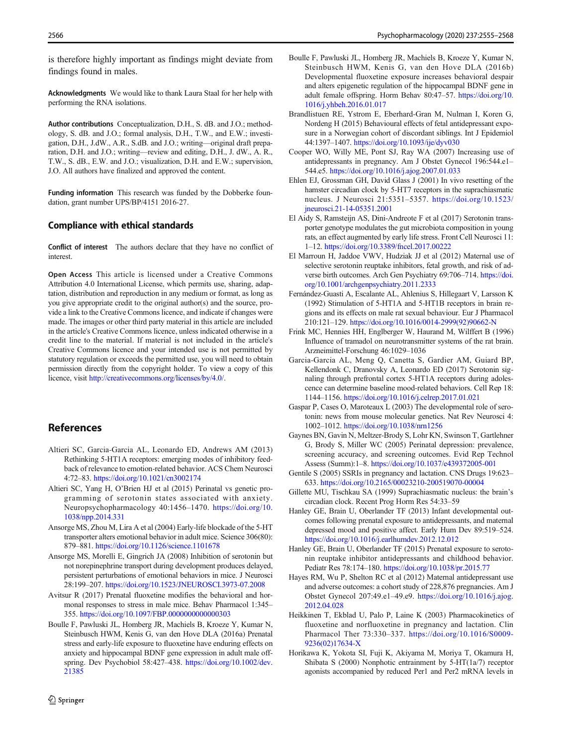is therefore highly important as findings might deviate from findings found in males.

**Acknowledgments** We would like to thank Laura Staal for her help with performing the RNA isolations.

**Author contributions** Conceptualization, D.H., S. dB. and J.O.; methodology, S. dB. and J.O.; formal analysis, D.H., T.W., and E.W.; investigation, D.H., J.dW., A.R., S.dB. and J.O.; writing—original draft preparation, D.H. and J.O.; writing—review and editing, D.H., J. dW., A. R., T.W., S. dB., E.W. and J.O.; visualization, D.H. and E.W.; supervision, J.O. All authors have finalized and approved the content.

**Funding information** This research was funded by the Dobberke foundation, grant number UPS/BP/4151 2016-27.

## Compliance with ethical standards

**Conflict of interest** The authors declare that they have no conflict of interest.

**Open Access** This article is licensed under a Creative Commons Attribution 4.0 International License, which permits use, sharing, adaptation, distribution and reproduction in any medium or format, as long as you give appropriate credit to the original author(s) and the source, provide a link to the Creative Commons licence, and indicate if changes were made. The images or other third party material in this article are included in the article's Creative Commons licence, unless indicated otherwise in a credit line to the material. If material is not included in the article's Creative Commons licence and your intended use is not permitted by statutory regulation or exceeds the permitted use, you will need to obtain permission directly from the copyright holder. To view a copy of this licence, visit http://creativecommons.org/licenses/by/4.0/.

## References

Altieri SC, Garcia-Garcia AL, Leonardo ED, Andrews AM (2013) Rethinking 5-HT1A receptors: emerging modes of inhibitory feedback of relevance to emotion-related behavior. ACS Chem Neurosci 4:72–83. https://doi.org/10.1021/cn3002174

Altieri SC, Yang H, O'Brien HJ et al (2015) Perinatal vs genetic programming of serotonin states associated with anxiety. Neuropsychopharmacology 40:1456–1470. https://doi.org/10.1038/npp.2014.331

Ansorge MS, Zhou M, Lira A et al (2004) Early-life blockade of the 5-HT transporter alters emotional behavior in adult mice. Science 306(80): 879–881. https://doi.org/10.1126/science.1101678

Ansorge MS, Morelli E, Gingrich JA (2008) Inhibition of serotonin but not norepinephrine transport during development produces delayed, persistent perturbations of emotional behaviors in mice. J Neurosci 28:199–207. https://doi.org/10.1523/JNEUROSCI.3973-07.2008

Avitsur R (2017) Prenatal fluoxetine modifies the behavioral and hormonal responses to stress in male mice. Behav Pharmacol 1:345–355. https://doi.org/10.1097/FBP.0000000000000303

Boulle F, Pawluski JL, Homberg JR, Machiels B, Kroeze Y, Kumar N, Steinbusch HWM, Kenis G, van den Hove DLA (2016a) Prenatal stress and early-life exposure to fluoxetine have enduring effects on anxiety and hippocampal BDNF gene expression in adult male offspring. Dev Psychobiol 58:427–438. https://doi.org/10.1002/dev.21385

Boulle F, Pawluski JL, Homberg JR, Machiels B, Kroeze Y, Kumar N, Steinbusch HWM, Kenis G, van den Hove DLA (2016b) Developmental fluoxetine exposure increases behavioral despair and alters epigenetic regulation of the hippocampal BDNF gene in adult female offspring. Horm Behav 80:47–57. https://doi.org/10.1016/j.yhbeh.2016.01.017

Brandlistuen RE, Ystrom E, Eberhard-Gran M, Nulman I, Koren G, Nordeng H (2015) Behavioural effects of fetal antidepressant exposure in a Norwegian cohort of discordant siblings. Int J Epidemiol 44:1397–1407. https://doi.org/10.1093/ije/dyv030

Cooper WO, Willy ME, Pont SJ, Ray WA (2007) Increasing use of antidepressants in pregnancy. Am J Obstet Gynecol 196:544.e1–544.e5. https://doi.org/10.1016/j.ajog.2007.01.033

Ehlen EJ, Grossman GH, David Glass J (2001) In vivo resetting of the hamster circadian clock by 5-HT7 receptors in the suprachiasmatic nucleus. J Neurosci 21:5351–5357. https://doi.org/10.1523/jneurosci.21-14-05351.2001

El Aidy S, Ramsteijn AS, Dini-Andreote F et al (2017) Serotonin transporter genotype modulates the gut microbiota composition in young rats, an effect augmented by early life stress. Front Cell Neurosci 11: 1–12. https://doi.org/10.3389/fncel.2017.00222

El Marroun H, Jaddoe VWV, Hudziak JJ et al (2012) Maternal use of selective serotonin reuptake inhibitors, fetal growth, and risk of adverse birth outcomes. Arch Gen Psychiatry 69:706–714. https://doi.org/10.1001/archgenpsychiatry.2011.2333

Fernández-Guasti A, Escalante AL, Ahlenius S, Hillegaart V, Larsson K (1992) Stimulation of 5-HT1A and 5-HT1B receptors in brain regions and its effects on male rat sexual behaviour. Eur J Pharmacol 210:121–129. https://doi.org/10.1016/0014-2999(92)90662-N

Frink MC, Hennies HH, Englberger W, Haurand M, Wilffert B (1996) Influence of tramadol on neurotransmitter systems of the rat brain. Arzneimittel-Forschung 46:1029–1036

Garcia-Garcia AL, Meng Q, Canetta S, Gardier AM, Guiard BP, Kellendonk C, Dranovsky A, Leonardo ED (2017) Serotonin signaling through prefrontal cortex 5-HT1A receptors during adolescence can determine baseline mood-related behaviors. Cell Rep 18: 1144–1156. https://doi.org/10.1016/j.celrep.2017.01.021

Gaspar P, Cases O, Maroteaux L (2003) The developmental role of serotonin: news from mouse molecular genetics. Nat Rev Neurosci 4: 1002–1012. https://doi.org/10.1038/nrn1256

Gaynes BN, Gavin N, Meltzer-Brody S, Lohr KN, Swinson T, Gartlehner G, Brody S, Miller WC (2005) Perinatal depression: prevalence, screening accuracy, and screening outcomes. Evid Rep Technol Assess (Summ):1–8. https://doi.org/10.1037/e439372005-001

Gentile S (2005) SSRIs in pregnancy and lactation. CNS Drugs 19:623–633. https://doi.org/10.2165/00023210-200519070-00004

Gillette MU, Tischkau SA (1999) Suprachiasmatic nucleus: the brain's circadian clock. Recent Prog Horm Res 54:33–59

Hanley GE, Brain U, Oberlander TF (2013) Infant developmental outcomes following prenatal exposure to antidepressants, and maternal depressed mood and positive affect. Early Hum Dev 89:519–524. https://doi.org/10.1016/j.earlhumdev.2012.12.012

Hanley GE, Brain U, Oberlander TF (2015) Prenatal exposure to serotonin reuptake inhibitor antidepressants and childhood behavior. Pediatr Res 78:174–180. https://doi.org/10.1038/pr.2015.77

Hayes RM, Wu P, Shelton RC et al (2012) Maternal antidepressant use and adverse outcomes: a cohort study of 228,876 pregnancies. Am J Obstet Gynecol 207:49.e1–49.e9. https://doi.org/10.1016/j.ajog.2012.04.028

Heikkinen T, Ekblad U, Palo P, Laine K (2003) Pharmacokinetics of fluoxetine and norfluoxetine in pregnancy and lactation. Clin Pharmacol Ther 73:330–337. https://doi.org/10.1016/S0009-9236(02)17634-X

Horikawa K, Yokota SI, Fuji K, Akiyama M, Moriya T, Okamura H, Shibata S (2000) Nonphotic entrainment by 5-HT(1a/7) receptor agonists accompanied by reduced Per1 and Per2 mRNA levels in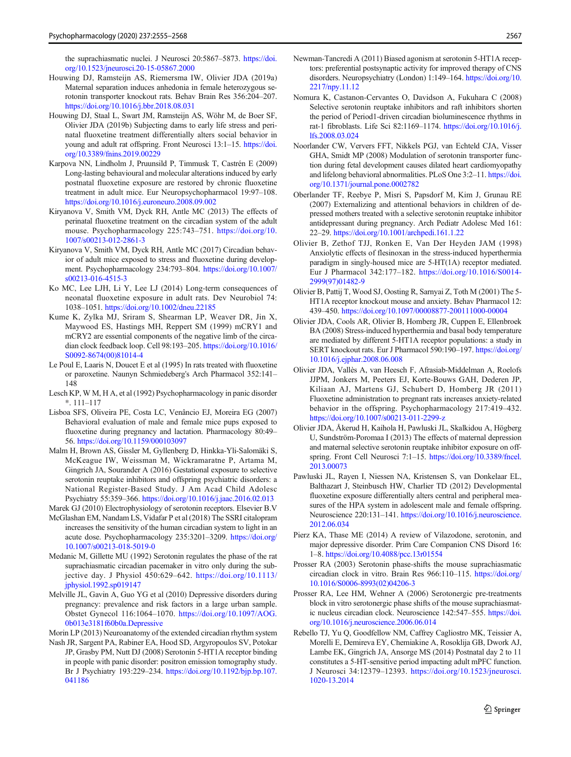the suprachiasmatic nuclei. J Neurosci 20:5867–5873. https://doi.org/10.1523/jneurosci.20-15-05867.2000

Houwing DJ, Ramsteijn AS, Riemersma IW, Olivier JDA (2019a) Maternal separation induces anhedonia in female heterozygous serotonin transporter knockout rats. Behav Brain Res 356:204–207. https://doi.org/10.1016/j.bbr.2018.08.031

Houwing DJ, Staal L, Swart JM, Ramsteijn AS, Wöhr M, de Boer SF, Olivier JDA (2019b) Subjecting dams to early life stress and perinatal fluoxetine treatment differentially alters social behavior in young and adult rat offspring. Front Neurosci 13:1–15. https://doi.org/10.3389/fnins.2019.00229

Karpova NN, Lindholm J, Pruunsild P, Timmusk T, Castrén E (2009) Long-lasting behavioural and molecular alterations induced by early postnatal fluoxetine exposure are restored by chronic fluoxetine treatment in adult mice. Eur Neuropsychopharmacol 19:97–108. https://doi.org/10.1016/j.euroneuro.2008.09.002

Kiryanova V, Smith VM, Dyck RH, Antle MC (2013) The effects of perinatal fluoxetine treatment on the circadian system of the adult mouse. Psychopharmacology 225:743–751. https://doi.org/10.1007/s00213-012-2861-3

Kiryanova V, Smith VM, Dyck RH, Antle MC (2017) Circadian behavior of adult mice exposed to stress and fluoxetine during development. Psychopharmacology 234:793–804. https://doi.org/10.1007/s00213-016-4515-3

Ko MC, Lee LJH, Li Y, Lee LJ (2014) Long-term consequences of neonatal fluoxetine exposure in adult rats. Dev Neurobiol 74:1038–1051. https://doi.org/10.1002/dneu.22185

Kume K, Zylka MJ, Sriram S, Shearman LP, Weaver DR, Jin X, Maywood ES, Hastings MH, Reppert SM (1999) mCRY1 and mCRY2 are essential components of the negative limb of the circadian clock feedback loop. Cell 98:193–205. https://doi.org/10.1016/S0092-8674(00)81014-4

Le Poul E, Laaris N, Doucet E et al (1995) In rats treated with fluoxetine or paroxetine. Naunyn Schmiedeberg's Arch Pharmacol 352:141–148

Lesch KP, W M, H A, et al (1992) Psychopharmacology in panic disorder *. 111–117

Lisboa SFS, Oliveira PE, Costa LC, Venâncio EJ, Moreira EG (2007) Behavioral evaluation of male and female mice pups exposed to fluoxetine during pregnancy and lactation. Pharmacology 80:49–56. https://doi.org/10.1159/000103097

Malm H, Brown AS, Gissler M, Gyllenberg D, Hinkka-Yli-Salomäki S, McKeague IW, Weissman M, Wickramaratne P, Artama M, Gingrich JA, Sourander A (2016) Gestational exposure to selective serotonin reuptake inhibitors and offspring psychiatric disorders: a National Register-Based Study. J Am Acad Child Adolesc Psychiatry 55:359–366. https://doi.org/10.1016/j.jaac.2016.02.013

Marek GJ (2010) Electrophysiology of serotonin receptors. Elsevier B.V

McGlashan EM, Nandam LS, Vidafar P et al (2018) The SSRI citalopram increases the sensitivity of the human circadian system to light in an acute dose. Psychopharmacology 235:3201–3209. https://doi.org/10.1007/s00213-018-5019-0

Medanic M, Gillette MU (1992) Serotonin regulates the phase of the rat suprachiasmatic circadian pacemaker in vitro only during the subjective day. J Physiol 450:629–642. https://doi.org/10.1113/jphysiol.1992.sp019147

Melville JL, Gavin A, Guo YG et al (2010) Depressive disorders during pregnancy: prevalence and risk factors in a large urban sample. Obstet Gynecol 116:1064–1070. https://doi.org/10.1097/AOG.0b013e3181f60b0a.Depressive

Morin LP (2013) Neuroanatomy of the extended circadian rhythm system

Nash JR, Sargent PA, Rabiner EA, Hood SD, Argyropoulos SV, Potokar JP, Grasby PM, Nutt DJ (2008) Serotonin 5-HT1A receptor binding in people with panic disorder: positron emission tomography study. Br J Psychiatry 193:229–234. https://doi.org/10.1192/bjp.bp.107.041186

Newman-Tancredi A (2011) Biased agonism at serotonin 5-HT1A receptors: preferential postsynaptic activity for improved therapy of CNS disorders. Neuropsychiatry (London) 1:149–164. https://doi.org/10.2217/npy.11.12

Nomura K, Castanon-Cervantes O, Davidson A, Fukuhara C (2008) Selective serotonin reuptake inhibitors and raft inhibitors shorten the period of Period1-driven circadian bioluminescence rhythms in rat-1 fibroblasts. Life Sci 82:1169–1174. https://doi.org/10.1016/j.lfs.2008.03.024

Noorlander CW, Ververs FFT, Nikkels PGJ, van Echteld CJA, Visser GHA, Smidt MP (2008) Modulation of serotonin transporter function during fetal development causes dilated heart cardiomyopathy and lifelong behavioral abnormalities. PLoS One 3:2–11. https://doi.org/10.1371/journal.pone.0002782

Oberlander TF, Reebye P, Misri S, Papsdorf M, Kim J, Grunau RE (2007) Externalizing and attentional behaviors in children of depressed mothers treated with a selective serotonin reuptake inhibitor antidepressant during pregnancy. Arch Pediatr Adolesc Med 161:22–29. https://doi.org/10.1001/archpedi.161.1.22

Olivier B, Zethof TJJ, Ronken E, Van Der Heyden JAM (1998) Anxiolytic effects of flesinoxan in the stress-induced hyperthermia paradigm in singly-housed mice are 5-HT(1A) receptor mediated. Eur J Pharmacol 342:177–182. https://doi.org/10.1016/S0014-2999(97)01482-9

Olivier B, Pattij T, Wood SJ, Oosting R, Sarnyai Z, Toth M (2001) The 5-HT1A receptor knockout mouse and anxiety. Behav Pharmacol 12:439–450. https://doi.org/10.1097/00008877-200111000-00004

Olivier JDA, Cools AR, Olivier B, Homberg JR, Cuppen E, Ellenbroek BA (2008) Stress-induced hyperthermia and basal body temperature are mediated by different 5-HT1A receptor populations: a study in SERT knockout rats. Eur J Pharmacol 590:190–197. https://doi.org/10.1016/j.ejphar.2008.06.008

Olivier JDA, Vallès A, van Heesch F, Afrasiab-Middelman A, Roelofs JJPM, Jonkers M, Peeters EJ, Korte-Bouws GAH, Dederen JP, Kiliaan AJ, Martens GJ, Schubert D, Homberg JR (2011) Fluoxetine administration to pregnant rats increases anxiety-related behavior in the offspring. Psychopharmacology 217:419–432. https://doi.org/10.1007/s00213-011-2299-z

Olivier JDA, Åkerud H, Kaihola H, Pawluski JL, Skalkidou A, Högberg U, Sundström-Poromaa I (2013) The effects of maternal depression and maternal selective serotonin reuptake inhibitor exposure on offspring. Front Cell Neurosci 7:1–15. https://doi.org/10.3389/fncel.2013.00073

Pawluski JL, Rayen I, Niessen NA, Kristensen S, van Donkelaar EL, Balthazart J, Steinbusch HW, Charlier TD (2012) Developmental fluoxetine exposure differentially alters central and peripheral measures of the HPA system in adolescent male and female offspring. Neuroscience 220:131–141. https://doi.org/10.1016/j.neuroscience.2012.06.034

Pierz KA, Thase ME (2014) A review of Vilazodone, serotonin, and major depressive disorder. Prim Care Companion CNS Disord 16:1–8. https://doi.org/10.4088/pcc.13r01554

Prosser RA (2003) Serotonin phase-shifts the mouse suprachiasmatic circadian clock in vitro. Brain Res 966:110–115. https://doi.org/10.1016/S0006-8993(02)04206-3

Prosser RA, Lee HM, Wehner A (2006) Serotonergic pre-treatments block in vitro serotonergic phase shifts of the mouse suprachiasmatic nucleus circadian clock. Neuroscience 142:547–555. https://doi.org/10.1016/j.neuroscience.2006.06.014

Rebello TJ, Yu Q, Goodfellow NM, Caffrey Cagliostro MK, Teissier A, Morelli E, Demireva EY, Chemiakine A, Rosoklija GB, Dwork AJ, Lambe EK, Gingrich JA, Ansorge MS (2014) Postnatal day 2 to 11 constitutes a 5-HT-sensitive period impacting adult mPFC function. J Neurosci 34:12379–12393. https://doi.org/10.1523/jneurosci.1020-13.2014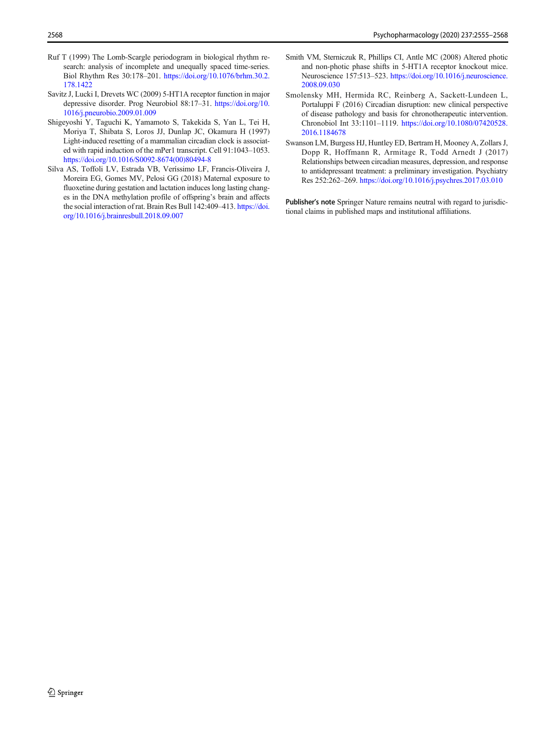Ruf T (1999) The Lomb-Scargle periodogram in biological rhythm research: analysis of incomplete and unequally spaced time-series. Biol Rhythm Res 30:178–201. https://doi.org/10.1076/brhm.30.2.178.1422

Savitz J, Lucki I, Drevets WC (2009) 5-HT1A receptor function in major depressive disorder. Prog Neurobiol 88:17–31. https://doi.org/10.1016/j.pneurobio.2009.01.009

Shigeyoshi Y, Taguchi K, Yamamoto S, Takekida S, Yan L, Tei H, Moriya T, Shibata S, Loros JJ, Dunlap JC, Okamura H (1997) Light-induced resetting of a mammalian circadian clock is associated with rapid induction of the mPer1 transcript. Cell 91:1043–1053. https://doi.org/10.1016/S0092-8674(00)80494-8

Silva AS, Toffoli LV, Estrada VB, Veríssimo LF, Francis-Oliveira J, Moreira EG, Gomes MV, Pelosi GG (2018) Maternal exposure to fluoxetine during gestation and lactation induces long lasting changes in the DNA methylation profile of offspring's brain and affects the social interaction of rat. Brain Res Bull 142:409–413. https://doi.org/10.1016/j.brainresbull.2018.09.007

Smith VM, Sterniczuk R, Phillips CI, Antle MC (2008) Altered photic and non-photic phase shifts in 5-HT1A receptor knockout mice. Neuroscience 157:513–523. https://doi.org/10.1016/j.neuroscience.2008.09.030

Smolensky MH, Hermida RC, Reinberg A, Sackett-Lundeen L, Portaluppi F (2016) Circadian disruption: new clinical perspective of disease pathology and basis for chronotherapeutic intervention. Chronobiol Int 33:1101–1119. https://doi.org/10.1080/07420528.2016.1184678

Swanson LM, Burgess HJ, Huntley ED, Bertram H, Mooney A, Zollars J, Dopp R, Hoffmann R, Armitage R, Todd Arnedt J (2017) Relationships between circadian measures, depression, and response to antidepressant treatment: a preliminary investigation. Psychiatry Res 252:262–269. https://doi.org/10.1016/j.psychres.2017.03.010

**Publisher's note** Springer Nature remains neutral with regard to jurisdictional claims in published maps and institutional affiliations.